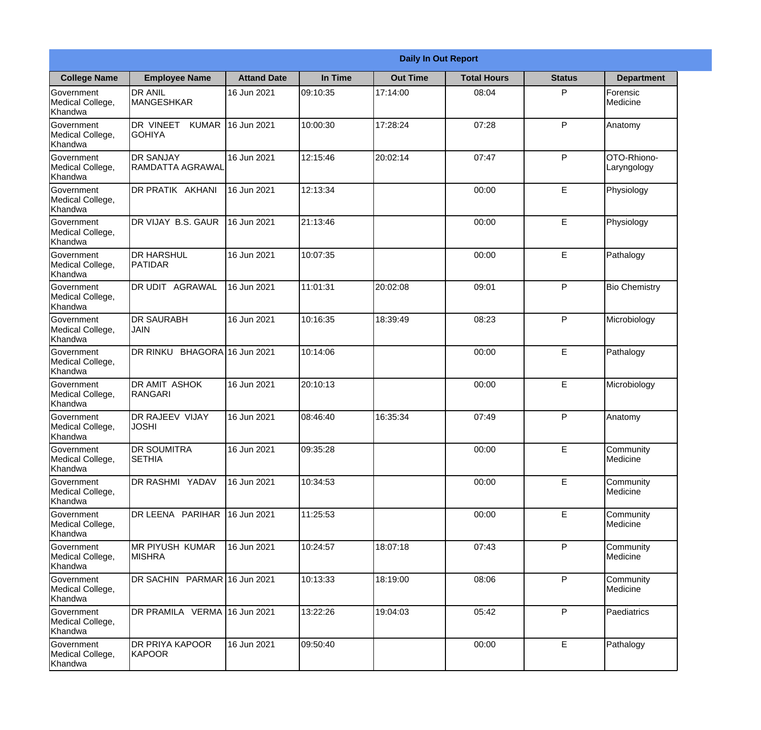**Daily In Out Report**

| College Name | Employee Name | Attand Date | In Time | Out Time | Total Hours | Status | Department |
|---|---|---|---|---|---|---|---|
| Government Medical College, Khandwa | DR ANIL MANGESHKAR | 16 Jun 2021 | 09:10:35 | 17:14:00 | 08:04 | P | Forensic Medicine |
| Government Medical College, Khandwa | DR VINEET KUMAR GOHIYA | 16 Jun 2021 | 10:00:30 | 17:28:24 | 07:28 | P | Anatomy |
| Government Medical College, Khandwa | DR SANJAY RAMDATTA AGRAWAL | 16 Jun 2021 | 12:15:46 | 20:02:14 | 07:47 | P | OTO-Rhiono-Laryngology |
| Government Medical College, Khandwa | DR PRATIK AKHANI | 16 Jun 2021 | 12:13:34 | | 00:00 | E | Physiology |
| Government Medical College, Khandwa | DR VIJAY B.S. GAUR | 16 Jun 2021 | 21:13:46 | | 00:00 | E | Physiology |
| Government Medical College, Khandwa | DR HARSHUL PATIDAR | 16 Jun 2021 | 10:07:35 | | 00:00 | E | Pathalogy |
| Government Medical College, Khandwa | DR UDIT AGRAWAL | 16 Jun 2021 | 11:01:31 | 20:02:08 | 09:01 | P | Bio Chemistry |
| Government Medical College, Khandwa | DR SAURABH JAIN | 16 Jun 2021 | 10:16:35 | 18:39:49 | 08:23 | P | Microbiology |
| Government Medical College, Khandwa | DR RINKU BHAGORA | 16 Jun 2021 | 10:14:06 | | 00:00 | E | Pathalogy |
| Government Medical College, Khandwa | DR AMIT ASHOK RANGARI | 16 Jun 2021 | 20:10:13 | | 00:00 | E | Microbiology |
| Government Medical College, Khandwa | DR RAJEEV VIJAY JOSHI | 16 Jun 2021 | 08:46:40 | 16:35:34 | 07:49 | P | Anatomy |
| Government Medical College, Khandwa | DR SOUMITRA SETHIA | 16 Jun 2021 | 09:35:28 | | 00:00 | E | Community Medicine |
| Government Medical College, Khandwa | DR RASHMI YADAV | 16 Jun 2021 | 10:34:53 | | 00:00 | E | Community Medicine |
| Government Medical College, Khandwa | DR LEENA PARIHAR | 16 Jun 2021 | 11:25:53 | | 00:00 | E | Community Medicine |
| Government Medical College, Khandwa | MR PIYUSH KUMAR MISHRA | 16 Jun 2021 | 10:24:57 | 18:07:18 | 07:43 | P | Community Medicine |
| Government Medical College, Khandwa | DR SACHIN PARMAR | 16 Jun 2021 | 10:13:33 | 18:19:00 | 08:06 | P | Community Medicine |
| Government Medical College, Khandwa | DR PRAMILA VERMA | 16 Jun 2021 | 13:22:26 | 19:04:03 | 05:42 | P | Paediatrics |
| Government Medical College, Khandwa | DR PRIYA KAPOOR KAPOOR | 16 Jun 2021 | 09:50:40 | | 00:00 | E | Pathalogy |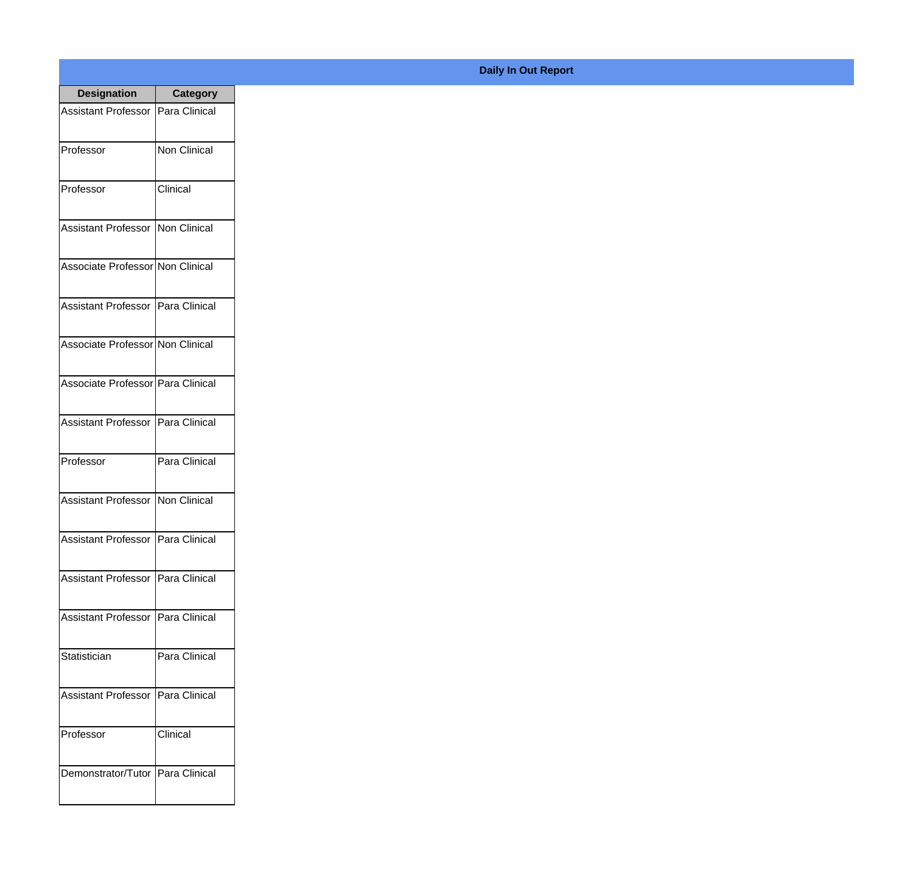**Daily In Out Report**

| Designation | Category |
| --- | --- |
| Assistant Professor | Para Clinical |
| Professor | Non Clinical |
| Professor | Clinical |
| Assistant Professor | Non Clinical |
| Associate Professor | Non Clinical |
| Assistant Professor | Para Clinical |
| Associate Professor | Non Clinical |
| Associate Professor | Para Clinical |
| Assistant Professor | Para Clinical |
| Professor | Para Clinical |
| Assistant Professor | Non Clinical |
| Assistant Professor | Para Clinical |
| Assistant Professor | Para Clinical |
| Assistant Professor | Para Clinical |
| Statistician | Para Clinical |
| Assistant Professor | Para Clinical |
| Professor | Clinical |
| Demonstrator/Tutor | Para Clinical |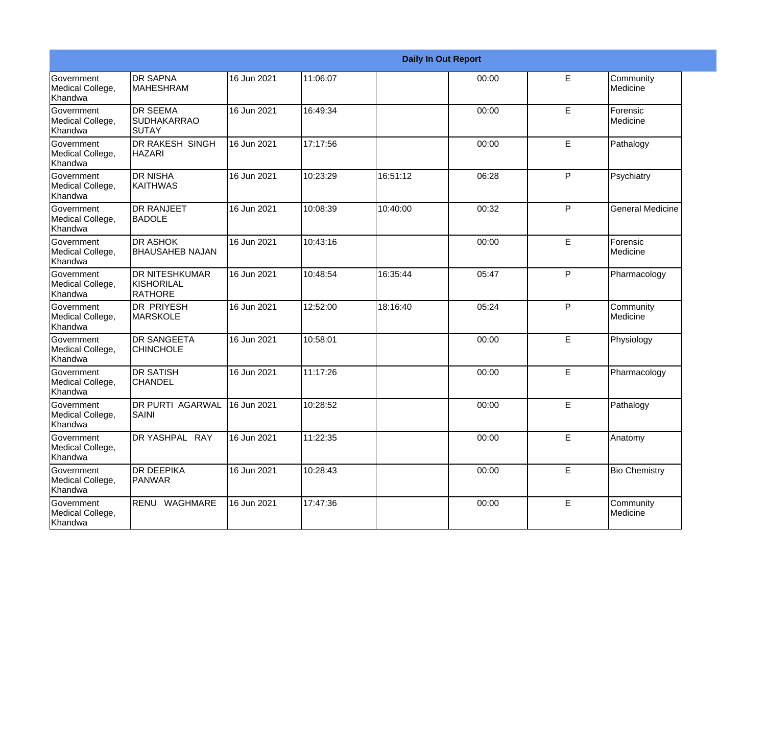**Daily In Out Report**

| | | | | | | | |
|---|---|---|---|---|---|---|---|
| Government Medical College, Khandwa | DR SAPNA MAHESHRAM | 16 Jun 2021 | 11:06:07 | | 00:00 | E | Community Medicine |
| Government Medical College, Khandwa | DR SEEMA SUDHAKARRAO SUTAY | 16 Jun 2021 | 16:49:34 | | 00:00 | E | Forensic Medicine |
| Government Medical College, Khandwa | DR RAKESH SINGH HAZARI | 16 Jun 2021 | 17:17:56 | | 00:00 | E | Pathalogy |
| Government Medical College, Khandwa | DR NISHA KAITHWAS | 16 Jun 2021 | 10:23:29 | 16:51:12 | 06:28 | P | Psychiatry |
| Government Medical College, Khandwa | DR RANJEET BADOLE | 16 Jun 2021 | 10:08:39 | 10:40:00 | 00:32 | P | General Medicine |
| Government Medical College, Khandwa | DR ASHOK BHAUSAHEB NAJAN | 16 Jun 2021 | 10:43:16 | | 00:00 | E | Forensic Medicine |
| Government Medical College, Khandwa | DR NITESHKUMAR KISHORILAL RATHORE | 16 Jun 2021 | 10:48:54 | 16:35:44 | 05:47 | P | Pharmacology |
| Government Medical College, Khandwa | DR PRIYESH MARSKOLE | 16 Jun 2021 | 12:52:00 | 18:16:40 | 05:24 | P | Community Medicine |
| Government Medical College, Khandwa | DR SANGEETA CHINCHOLE | 16 Jun 2021 | 10:58:01 | | 00:00 | E | Physiology |
| Government Medical College, Khandwa | DR SATISH CHANDEL | 16 Jun 2021 | 11:17:26 | | 00:00 | E | Pharmacology |
| Government Medical College, Khandwa | DR PURTI AGARWAL SAINI | 16 Jun 2021 | 10:28:52 | | 00:00 | E | Pathalogy |
| Government Medical College, Khandwa | DR YASHPAL RAY | 16 Jun 2021 | 11:22:35 | | 00:00 | E | Anatomy |
| Government Medical College, Khandwa | DR DEEPIKA PANWAR | 16 Jun 2021 | 10:28:43 | | 00:00 | E | Bio Chemistry |
| Government Medical College, Khandwa | RENU WAGHMARE | 16 Jun 2021 | 17:47:36 | | 00:00 | E | Community Medicine |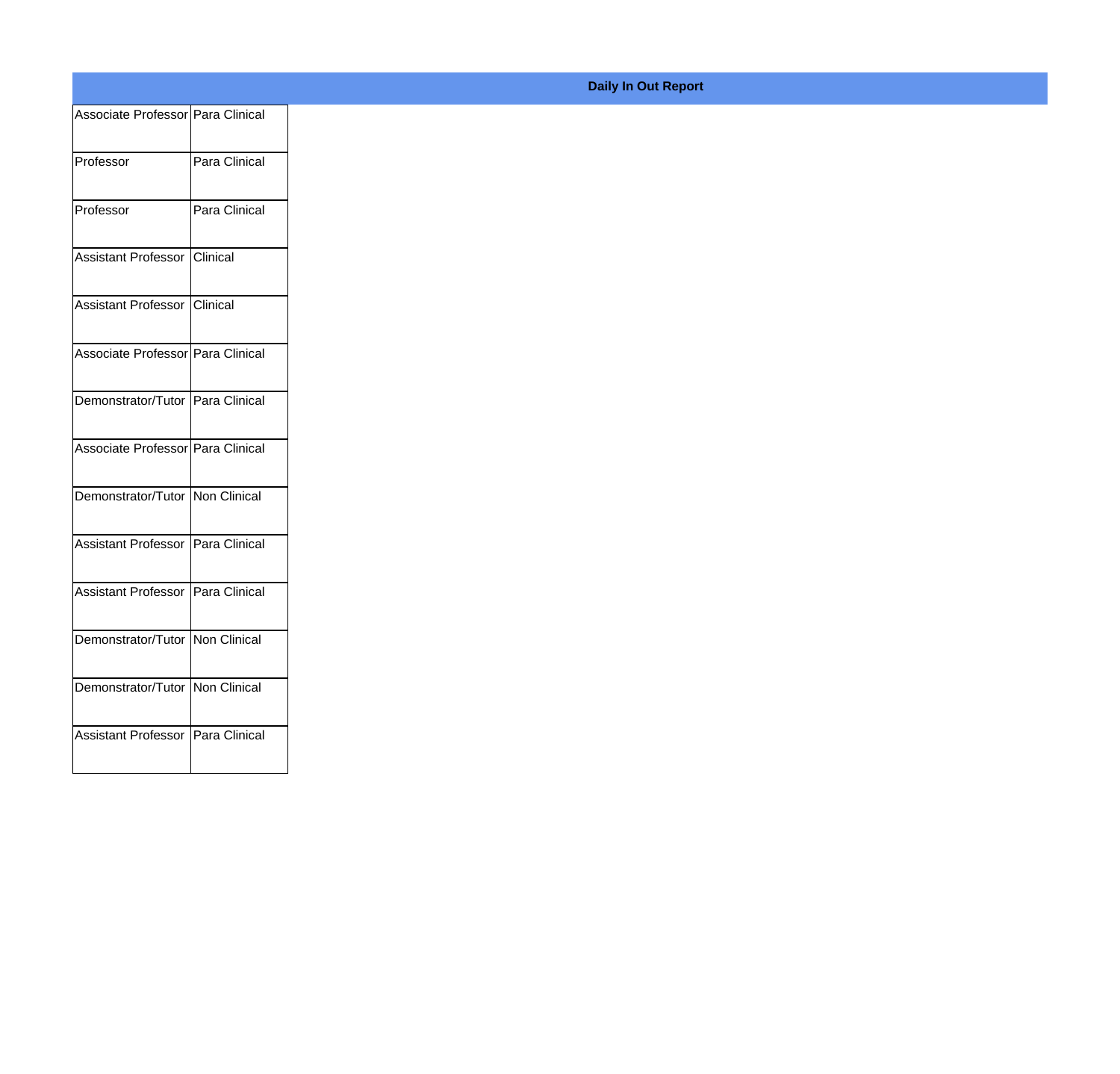**Daily In Out Report**

| | |
|---|---|
| Associate Professor | Para Clinical |
| Professor | Para Clinical |
| Professor | Para Clinical |
| Assistant Professor | Clinical |
| Assistant Professor | Clinical |
| Associate Professor | Para Clinical |
| Demonstrator/Tutor | Para Clinical |
| Associate Professor | Para Clinical |
| Demonstrator/Tutor | Non Clinical |
| Assistant Professor | Para Clinical |
| Assistant Professor | Para Clinical |
| Demonstrator/Tutor | Non Clinical |
| Demonstrator/Tutor | Non Clinical |
| Assistant Professor | Para Clinical |